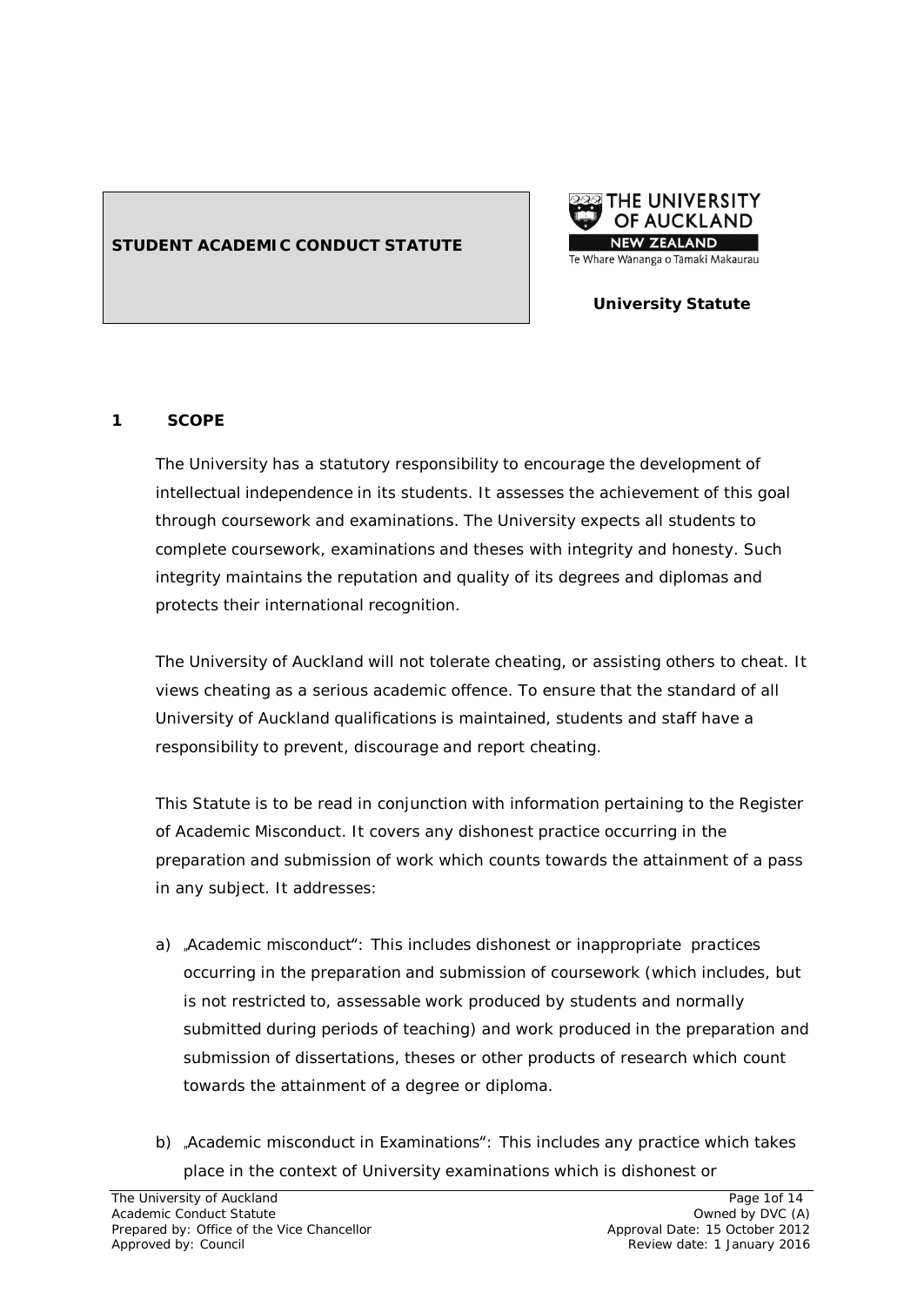# STUDENT ACADEMIC CONDUCT STATUTE

THE UNIVERSITY OF AUCKLAND
NEW ZEALAND
Te Whare Wānanga o Tāmaki Makaurau

**University Statute**

## 1 SCOPE

The University has a statutory responsibility to encourage the development of intellectual independence in its students. It assesses the achievement of this goal through coursework and examinations. The University expects all students to complete coursework, examinations and theses with integrity and honesty. Such integrity maintains the reputation and quality of its degrees and diplomas and protects their international recognition.

The University of Auckland will not tolerate cheating, or assisting others to cheat. It views cheating as a serious academic offence. To ensure that the standard of all University of Auckland qualifications is maintained, students and staff have a responsibility to prevent, discourage and report cheating.

This Statute is to be read in conjunction with information pertaining to the Register of Academic Misconduct. It covers any dishonest practice occurring in the preparation and submission of work which counts towards the attainment of a pass in any subject. It addresses:

a) „Academic misconduct": This includes dishonest or inappropriate practices occurring in the preparation and submission of coursework (which includes, but is not restricted to, assessable work produced by students and normally submitted during periods of teaching) and work produced in the preparation and submission of dissertations, theses or other products of research which count towards the attainment of a degree or diploma.

b) „Academic misconduct in Examinations": This includes any practice which takes place in the context of University examinations which is dishonest or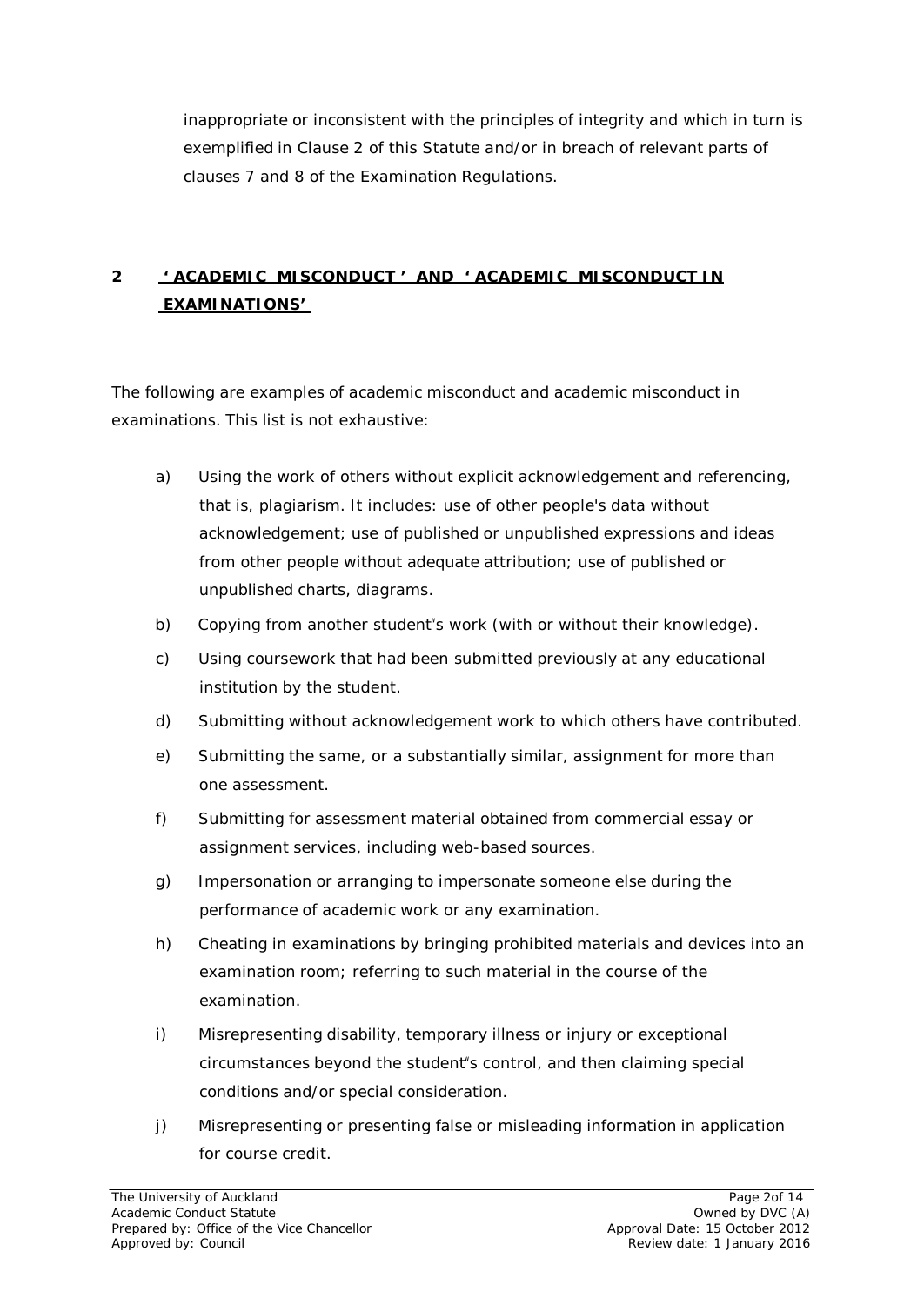inappropriate or inconsistent with the principles of integrity and which in turn is exemplified in Clause 2 of this Statute and/or in breach of relevant parts of clauses 7 and 8 of the Examination Regulations.

## 2 'ACADEMIC MISCONDUCT' AND 'ACADEMIC MISCONDUCT IN EXAMINATIONS'

The following are examples of academic misconduct and academic misconduct in examinations. This list is not exhaustive:

a) Using the work of others without explicit acknowledgement and referencing, that is, plagiarism. It includes: use of other people's data without acknowledgement; use of published or unpublished expressions and ideas from other people without adequate attribution; use of published or unpublished charts, diagrams.

b) Copying from another student"s work (with or without their knowledge).

c) Using coursework that had been submitted previously at any educational institution by the student.

d) Submitting without acknowledgement work to which others have contributed.

e) Submitting the same, or a substantially similar, assignment for more than one assessment.

f) Submitting for assessment material obtained from commercial essay or assignment services, including web-based sources.

g) Impersonation or arranging to impersonate someone else during the performance of academic work or any examination.

h) Cheating in examinations by bringing prohibited materials and devices into an examination room; referring to such material in the course of the examination.

i) Misrepresenting disability, temporary illness or injury or exceptional circumstances beyond the student"s control, and then claiming special conditions and/or special consideration.

j) Misrepresenting or presenting false or misleading information in application for course credit.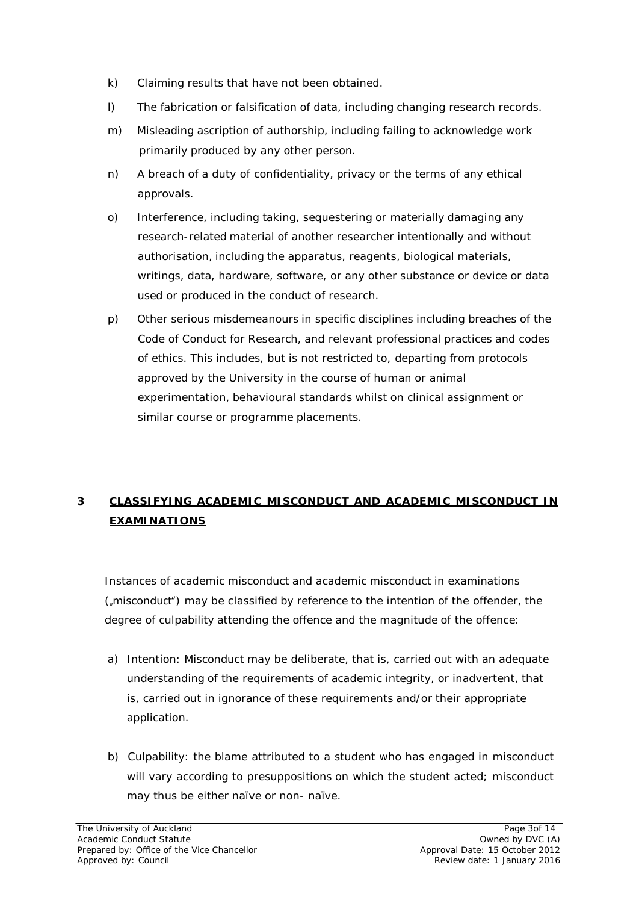k) Claiming results that have not been obtained.

l) The fabrication or falsification of data, including changing research records.

m) Misleading ascription of authorship, including failing to acknowledge work primarily produced by any other person.

n) A breach of a duty of confidentiality, privacy or the terms of any ethical approvals.

o) Interference, including taking, sequestering or materially damaging any research-related material of another researcher intentionally and without authorisation, including the apparatus, reagents, biological materials, writings, data, hardware, software, or any other substance or device or data used or produced in the conduct of research.

p) Other serious misdemeanours in specific disciplines including breaches of the Code of Conduct for Research, and relevant professional practices and codes of ethics. This includes, but is not restricted to, departing from protocols approved by the University in the course of human or animal experimentation, behavioural standards whilst on clinical assignment or similar course or programme placements.

## 3 CLASSIFYING ACADEMIC MISCONDUCT AND ACADEMIC MISCONDUCT IN EXAMINATIONS

Instances of academic misconduct and academic misconduct in examinations („misconduct") may be classified by reference to the intention of the offender, the degree of culpability attending the offence and the magnitude of the offence:

a) Intention: Misconduct may be deliberate, that is, carried out with an adequate understanding of the requirements of academic integrity, or inadvertent, that is, carried out in ignorance of these requirements and/or their appropriate application.

b) Culpability: the blame attributed to a student who has engaged in misconduct will vary according to presuppositions on which the student acted; misconduct may thus be either naïve or non- naïve.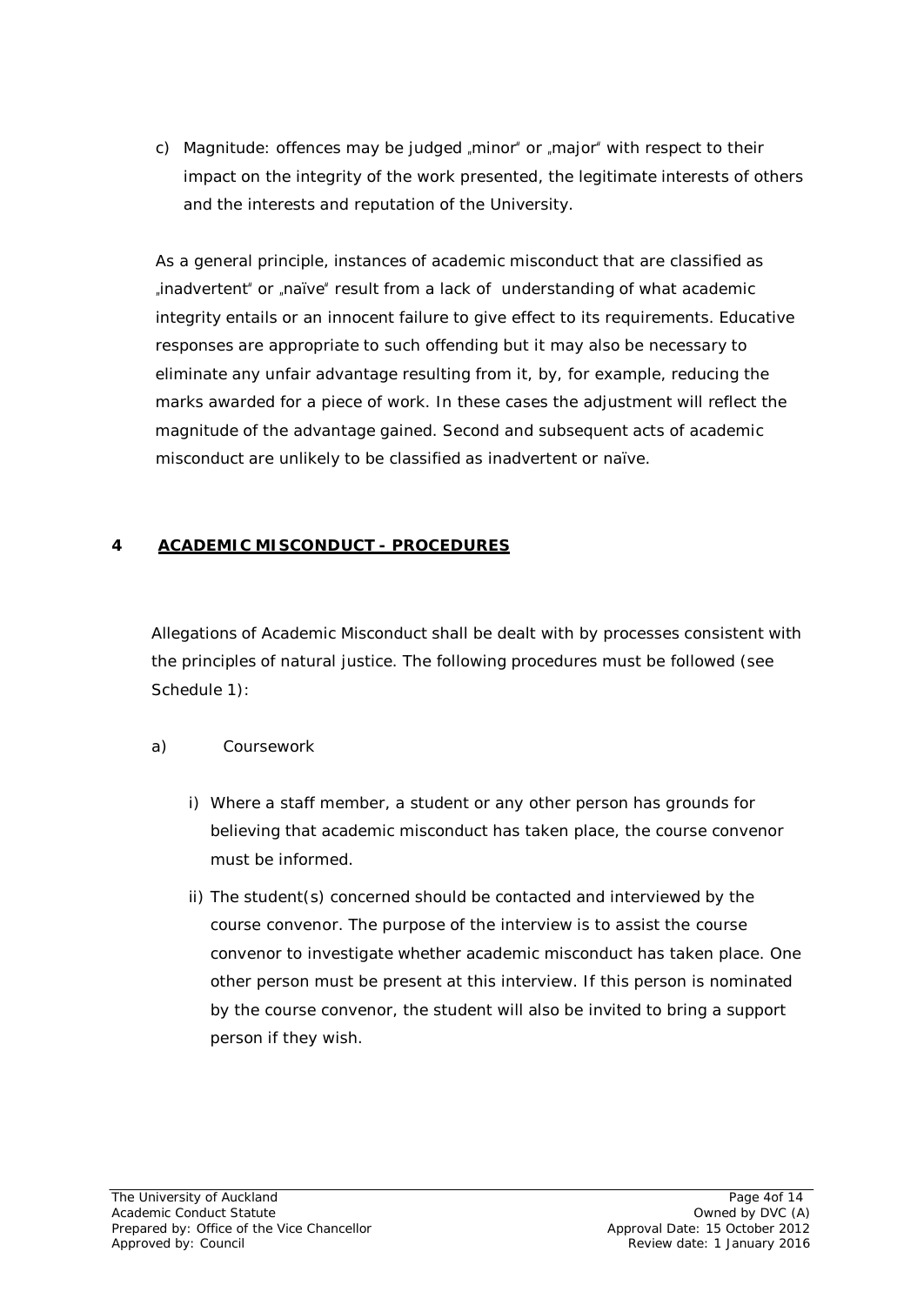c) Magnitude: offences may be judged „minor" or „major" with respect to their impact on the integrity of the work presented, the legitimate interests of others and the interests and reputation of the University.

As a general principle, instances of academic misconduct that are classified as „inadvertent" or „naïve" result from a lack of understanding of what academic integrity entails or an innocent failure to give effect to its requirements. Educative responses are appropriate to such offending but it may also be necessary to eliminate any unfair advantage resulting from it, by, for example, reducing the marks awarded for a piece of work. In these cases the adjustment will reflect the magnitude of the advantage gained. Second and subsequent acts of academic misconduct are unlikely to be classified as inadvertent or naïve.

## 4 ACADEMIC MISCONDUCT - PROCEDURES

Allegations of Academic Misconduct shall be dealt with by processes consistent with the principles of natural justice. The following procedures must be followed (see Schedule 1):

a) Coursework

i) Where a staff member, a student or any other person has grounds for believing that academic misconduct has taken place, the course convenor must be informed.

ii) The student(s) concerned should be contacted and interviewed by the course convenor. The purpose of the interview is to assist the course convenor to investigate whether academic misconduct has taken place. One other person must be present at this interview. If this person is nominated by the course convenor, the student will also be invited to bring a support person if they wish.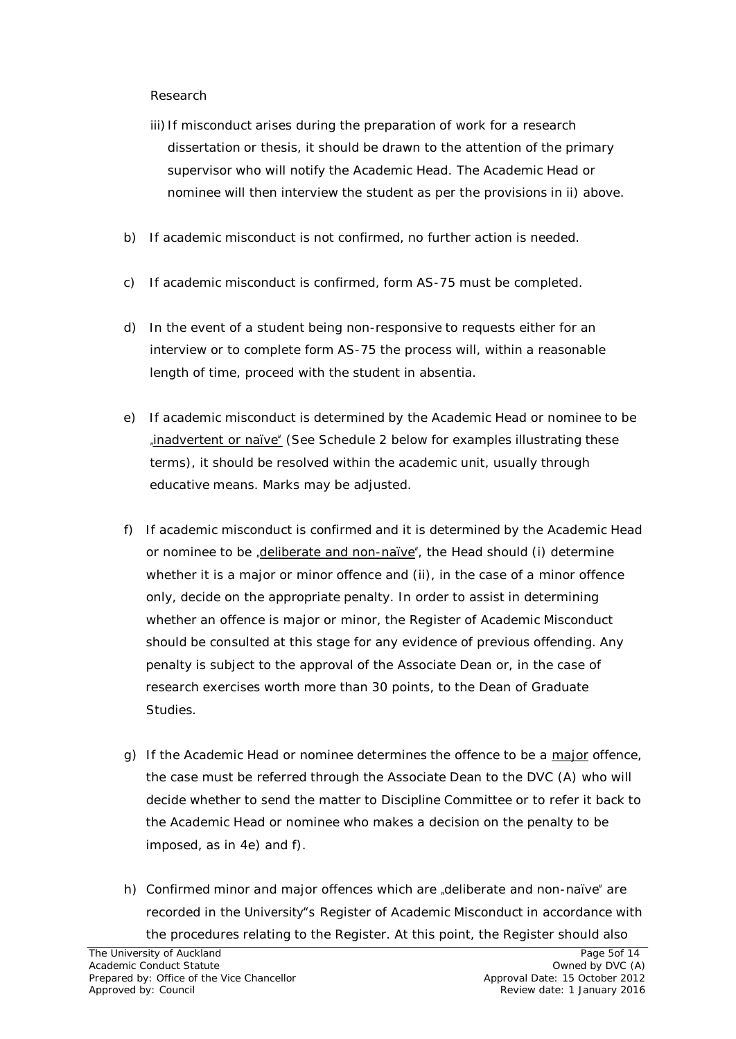Research

iii) If misconduct arises during the preparation of work for a research dissertation or thesis, it should be drawn to the attention of the primary supervisor who will notify the Academic Head. The Academic Head or nominee will then interview the student as per the provisions in ii) above.

b) If academic misconduct is not confirmed, no further action is needed.

c) If academic misconduct is confirmed, form AS-75 must be completed.

d) In the event of a student being non-responsive to requests either for an interview or to complete form AS-75 the process will, within a reasonable length of time, proceed with the student in absentia.

e) If academic misconduct is determined by the Academic Head or nominee to be „inadvertent or naïve" (See Schedule 2 below for examples illustrating these terms), it should be resolved within the academic unit, usually through educative means. Marks may be adjusted.

f) If academic misconduct is confirmed and it is determined by the Academic Head or nominee to be „deliberate and non-naïve", the Head should (i) determine whether it is a major or minor offence and (ii), in the case of a minor offence only, decide on the appropriate penalty. In order to assist in determining whether an offence is major or minor, the Register of Academic Misconduct should be consulted at this stage for any evidence of previous offending. Any penalty is subject to the approval of the Associate Dean or, in the case of research exercises worth more than 30 points, to the Dean of Graduate Studies.

g) If the Academic Head or nominee determines the offence to be a major offence, the case must be referred through the Associate Dean to the DVC (A) who will decide whether to send the matter to Discipline Committee or to refer it back to the Academic Head or nominee who makes a decision on the penalty to be imposed, as in 4e) and f).

h) Confirmed minor and major offences which are „deliberate and non-naïve" are recorded in the University"s Register of Academic Misconduct in accordance with the procedures relating to the Register. At this point, the Register should also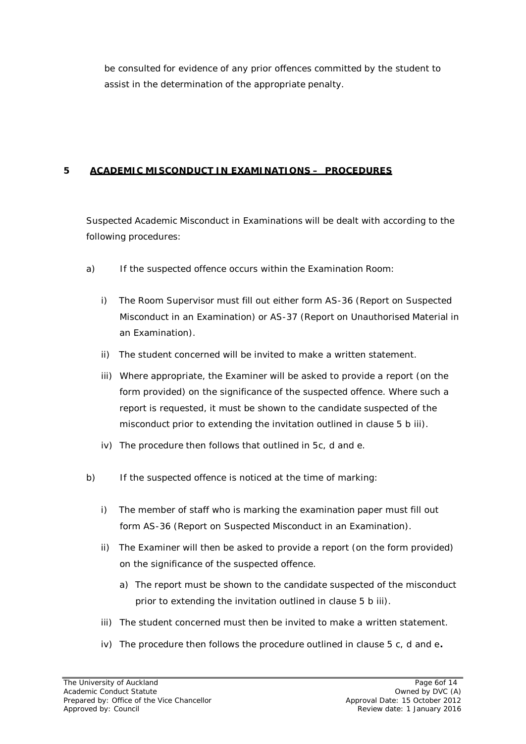be consulted for evidence of any prior offences committed by the student to assist in the determination of the appropriate penalty.

## 5 ACADEMIC MISCONDUCT IN EXAMINATIONS – PROCEDURES

Suspected Academic Misconduct in Examinations will be dealt with according to the following procedures:

a) If the suspected offence occurs within the Examination Room:

   i) The Room Supervisor must fill out either form AS-36 (Report on Suspected Misconduct in an Examination) or AS-37 (Report on Unauthorised Material in an Examination).

   ii) The student concerned will be invited to make a written statement.

   iii) Where appropriate, the Examiner will be asked to provide a report (on the form provided) on the significance of the suspected offence. Where such a report is requested, it must be shown to the candidate suspected of the misconduct prior to extending the invitation outlined in clause 5 b iii).

   iv) The procedure then follows that outlined in 5c, d and e.

b) If the suspected offence is noticed at the time of marking:

   i) The member of staff who is marking the examination paper must fill out form AS-36 (Report on Suspected Misconduct in an Examination).

   ii) The Examiner will then be asked to provide a report (on the form provided) on the significance of the suspected offence.

      a) The report must be shown to the candidate suspected of the misconduct prior to extending the invitation outlined in clause 5 b iii).

   iii) The student concerned must then be invited to make a written statement.

   iv) The procedure then follows the procedure outlined in clause 5 c, d and e**.**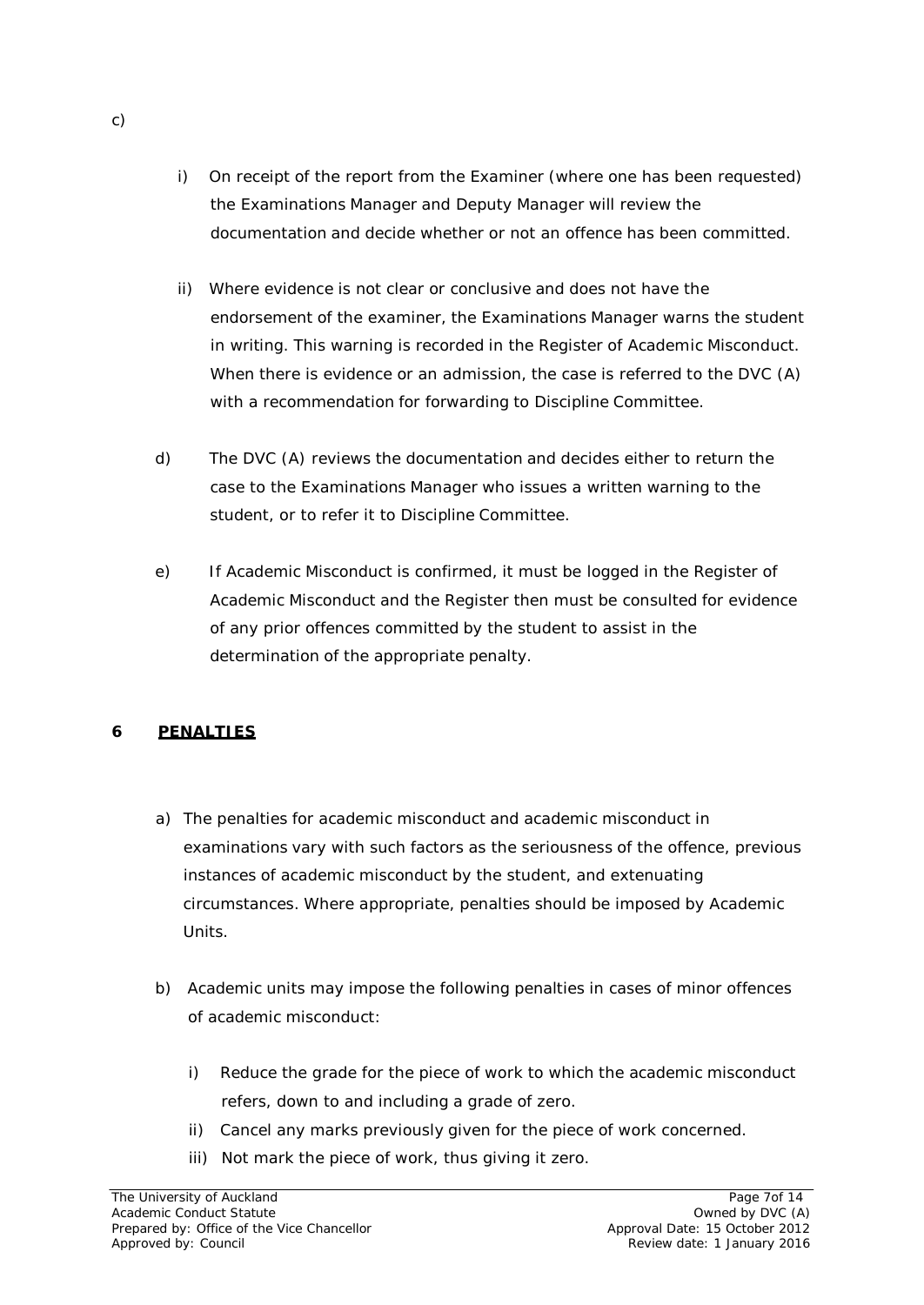c)

i) On receipt of the report from the Examiner (where one has been requested) the Examinations Manager and Deputy Manager will review the documentation and decide whether or not an offence has been committed.

ii) Where evidence is not clear or conclusive and does not have the endorsement of the examiner, the Examinations Manager warns the student in writing. This warning is recorded in the Register of Academic Misconduct. When there is evidence or an admission, the case is referred to the DVC (A) with a recommendation for forwarding to Discipline Committee.

d) The DVC (A) reviews the documentation and decides either to return the case to the Examinations Manager who issues a written warning to the student, or to refer it to Discipline Committee.

e) If Academic Misconduct is confirmed, it must be logged in the Register of Academic Misconduct and the Register then must be consulted for evidence of any prior offences committed by the student to assist in the determination of the appropriate penalty.

## 6 PENALTIES

a) The penalties for academic misconduct and academic misconduct in examinations vary with such factors as the seriousness of the offence, previous instances of academic misconduct by the student, and extenuating circumstances. Where appropriate, penalties should be imposed by Academic Units.

b) Academic units may impose the following penalties in cases of minor offences of academic misconduct:

i) Reduce the grade for the piece of work to which the academic misconduct refers, down to and including a grade of zero.

ii) Cancel any marks previously given for the piece of work concerned.

iii) Not mark the piece of work, thus giving it zero.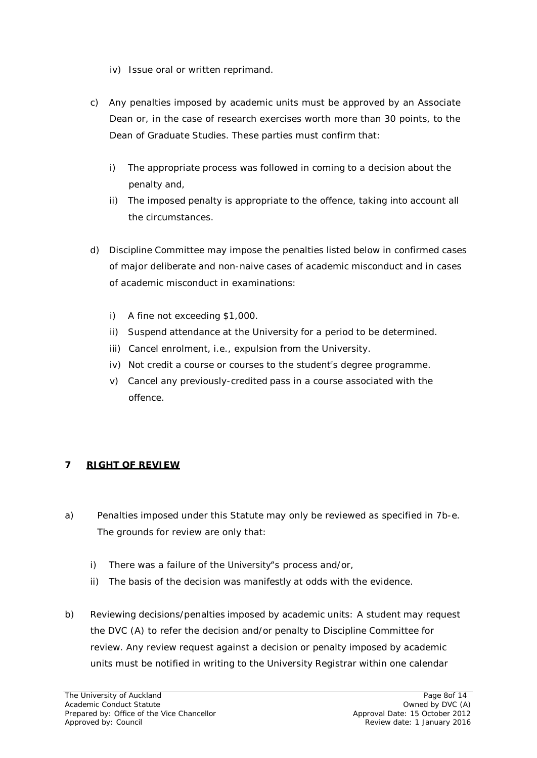iv) Issue oral or written reprimand.

c) Any penalties imposed by academic units must be approved by an Associate Dean or, in the case of research exercises worth more than 30 points, to the Dean of Graduate Studies. These parties must confirm that:

   i) The appropriate process was followed in coming to a decision about the penalty and,
   ii) The imposed penalty is appropriate to the offence, taking into account all the circumstances.

d) Discipline Committee may impose the penalties listed below in confirmed cases of major deliberate and non-naive cases of academic misconduct and in cases of academic misconduct in examinations:

   i) A fine not exceeding $1,000.
   ii) Suspend attendance at the University for a period to be determined.
   iii) Cancel enrolment, i.e., expulsion from the University.
   iv) Not credit a course or courses to the student"s degree programme.
   v) Cancel any previously-credited pass in a course associated with the offence.

## 7 RIGHT OF REVIEW

a) Penalties imposed under this Statute may only be reviewed as specified in 7b-e. The grounds for review are only that:

   i) There was a failure of the University"s process and/or,
   ii) The basis of the decision was manifestly at odds with the evidence.

b) Reviewing decisions/penalties imposed by academic units: A student may request the DVC (A) to refer the decision and/or penalty to Discipline Committee for review. Any review request against a decision or penalty imposed by academic units must be notified in writing to the University Registrar within one calendar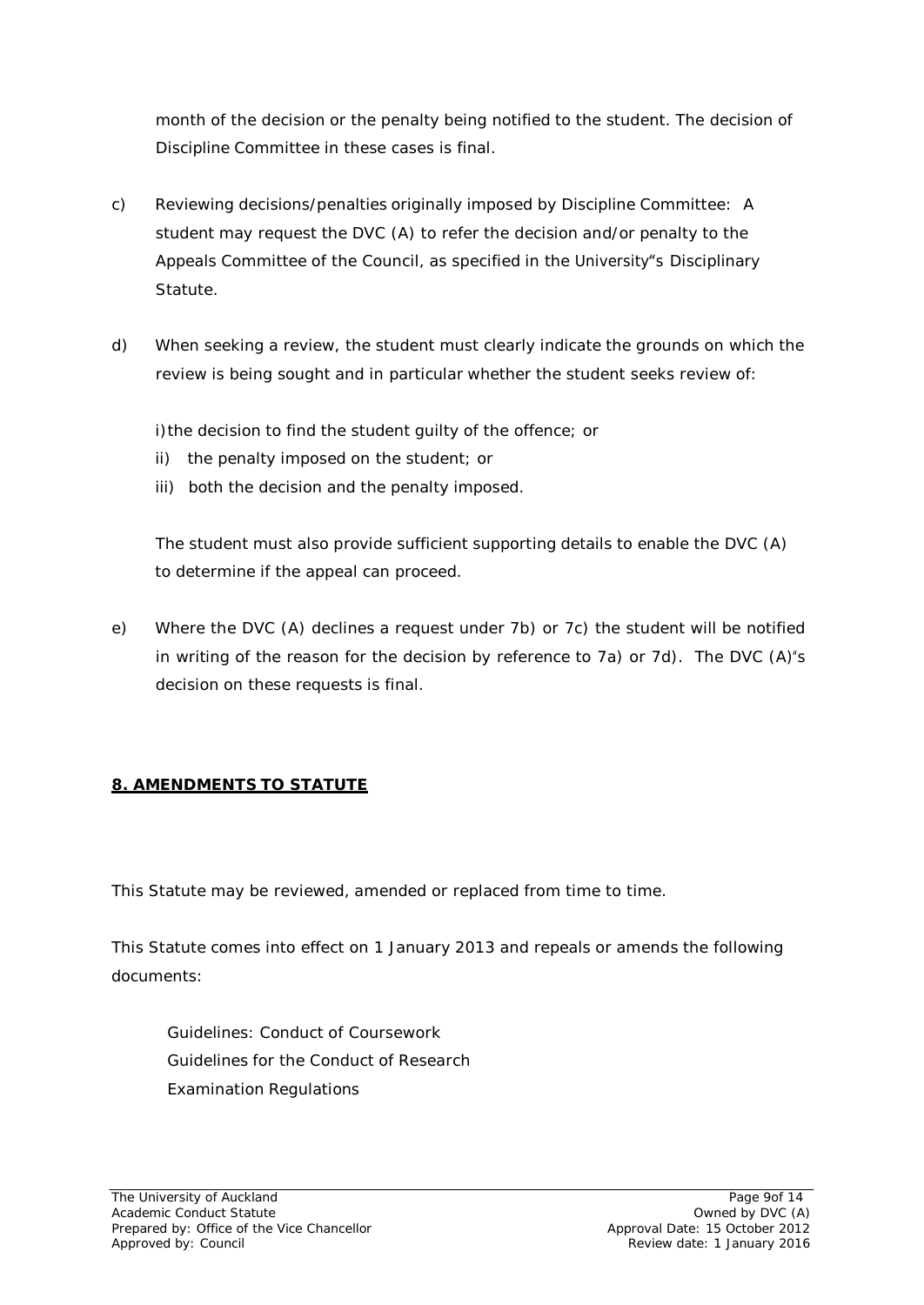month of the decision or the penalty being notified to the student. The decision of Discipline Committee in these cases is final.

c) Reviewing decisions/penalties originally imposed by Discipline Committee: A student may request the DVC (A) to refer the decision and/or penalty to the Appeals Committee of the Council, as specified in the University"s Disciplinary Statute.

d) When seeking a review, the student must clearly indicate the grounds on which the review is being sought and in particular whether the student seeks review of:

   i) the decision to find the student guilty of the offence; or
   ii) the penalty imposed on the student; or
   iii) both the decision and the penalty imposed.

   The student must also provide sufficient supporting details to enable the DVC (A) to determine if the appeal can proceed.

e) Where the DVC (A) declines a request under 7b) or 7c) the student will be notified in writing of the reason for the decision by reference to 7a) or 7d). The DVC (A)"s decision on these requests is final.

## 8. AMENDMENTS TO STATUTE

This Statute may be reviewed, amended or replaced from time to time.

This Statute comes into effect on 1 January 2013 and repeals or amends the following documents:

Guidelines: Conduct of Coursework
Guidelines for the Conduct of Research
Examination Regulations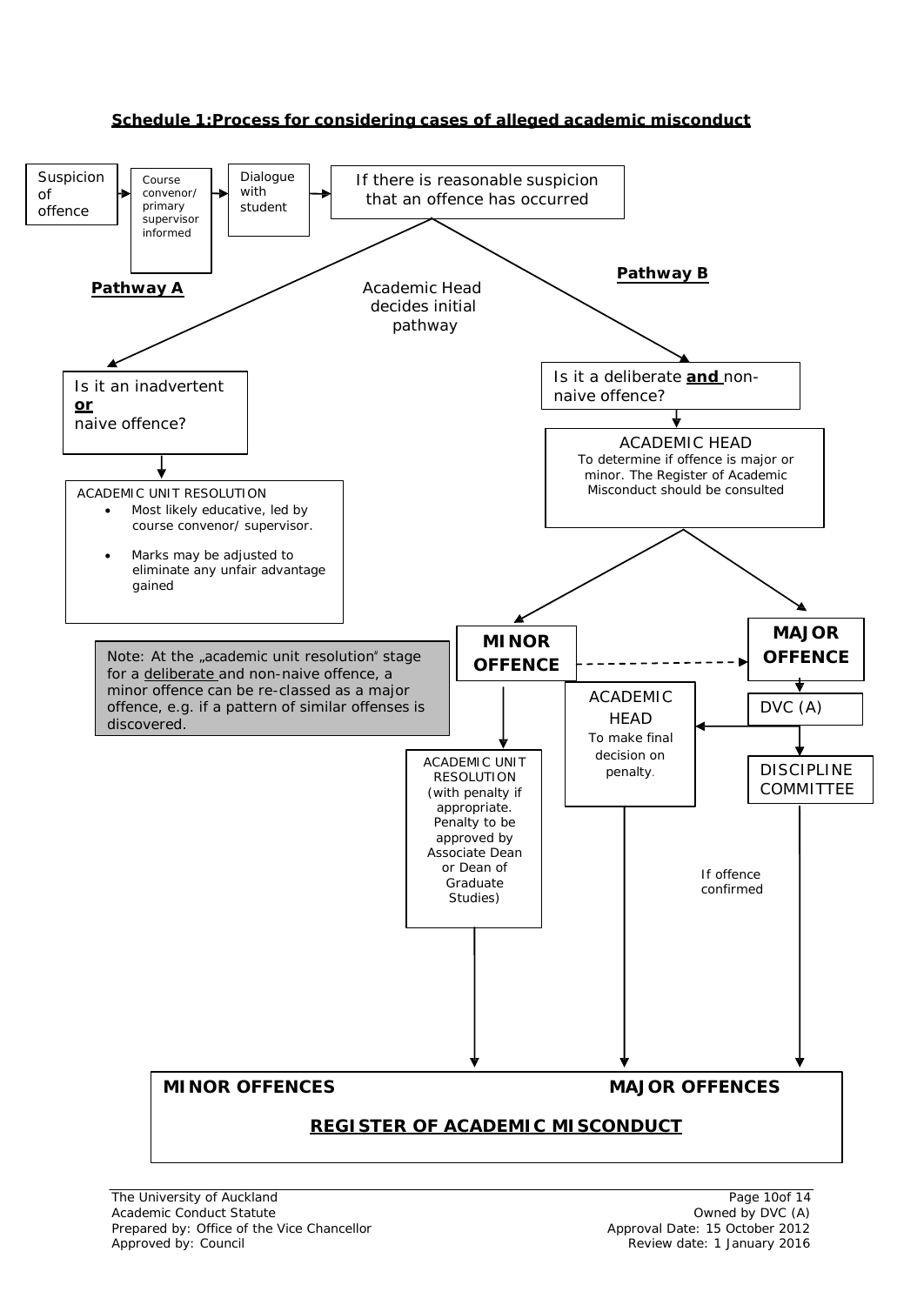## Schedule 1: Process for considering cases of alleged academic misconduct

Suspicion of offence → Course convenor/ primary supervisor informed → Dialogue with student → If there is reasonable suspicion that an offence has occurred

Academic Head decides initial pathway

**Pathway A**

Is it an inadvertent **or** naive offence?

↓

ACADEMIC UNIT RESOLUTION

- Most likely educative, led by course convenor/ supervisor.
- Marks may be adjusted to eliminate any unfair advantage gained

**Pathway B**

Is it a deliberate **and** non-naive offence?

↓

ACADEMIC HEAD
To determine if offence is major or minor. The Register of Academic Misconduct should be consulted

**MINOR OFFENCE** - - → **MAJOR OFFENCE**

Note: At the „academic unit resolution" stage for a deliberate and non-naive offence, a minor offence can be re-classed as a major offence, e.g. if a pattern of similar offenses is discovered.

MINOR OFFENCE ↓

ACADEMIC UNIT RESOLUTION (with penalty if appropriate. Penalty to be approved by Associate Dean or Dean of Graduate Studies)

MAJOR OFFENCE ↓

DVC (A) → ACADEMIC HEAD
To make final decision on penalty.

DVC (A) ↓

DISCIPLINE COMMITTEE

If offence confirmed

↓

| MINOR OFFENCES | MAJOR OFFENCES |
|---|---|
| **REGISTER OF ACADEMIC MISCONDUCT** | |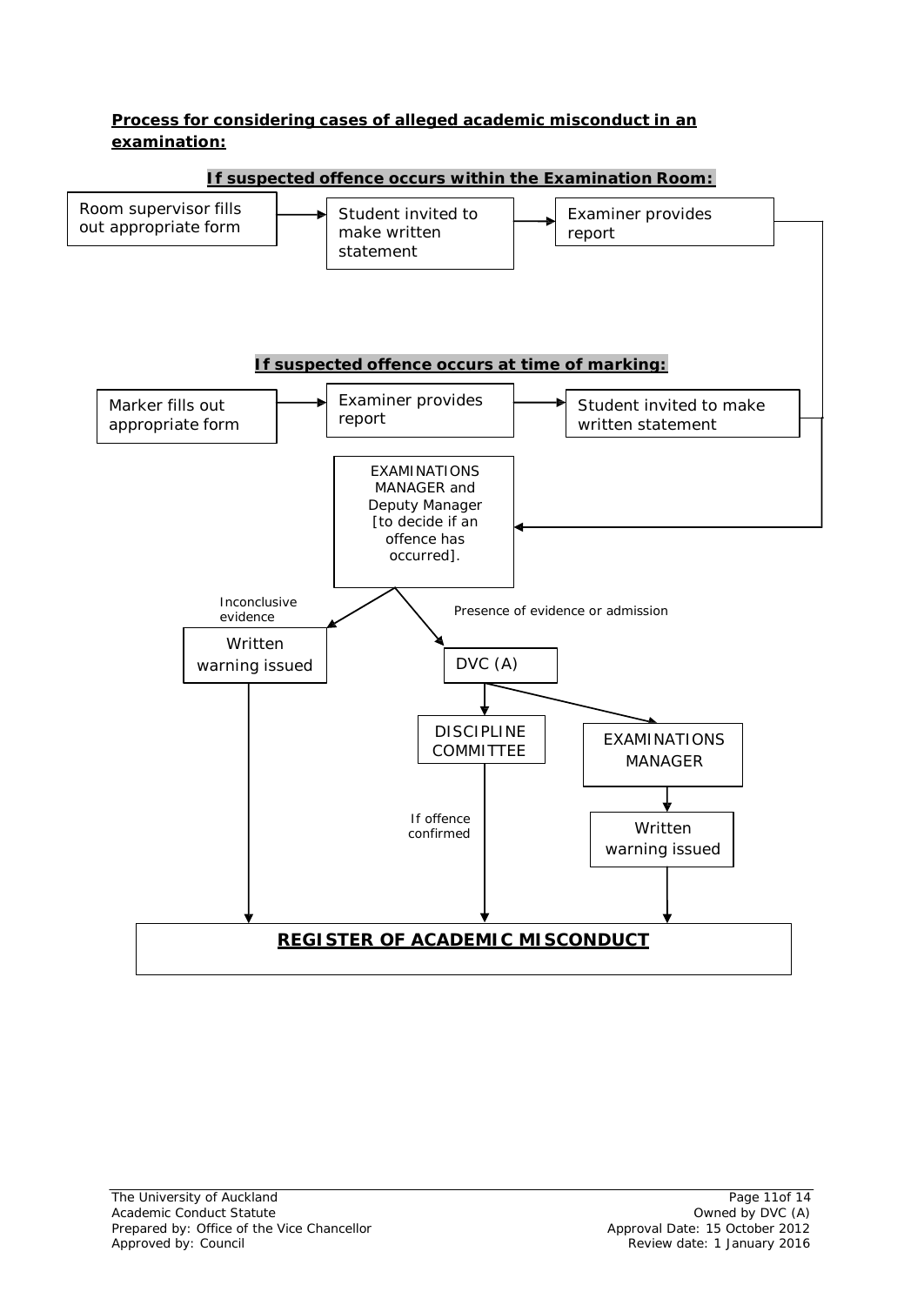**Process for considering cases of alleged academic misconduct in an examination:**

**If suspected offence occurs within the Examination Room:**

Room supervisor fills out appropriate form → Student invited to make written statement → Examiner provides report

**If suspected offence occurs at time of marking:**

Marker fills out appropriate form → Examiner provides report → Student invited to make written statement

EXAMINATIONS MANAGER and Deputy Manager [to decide if an offence has occurred].

Inconclusive evidence → Written warning issued → REGISTER OF ACADEMIC MISCONDUCT

Presence of evidence or admission → DVC (A)

DVC (A) → DISCIPLINE COMMITTEE → If offence confirmed → REGISTER OF ACADEMIC MISCONDUCT

DVC (A) → EXAMINATIONS MANAGER → Written warning issued → REGISTER OF ACADEMIC MISCONDUCT

**REGISTER OF ACADEMIC MISCONDUCT**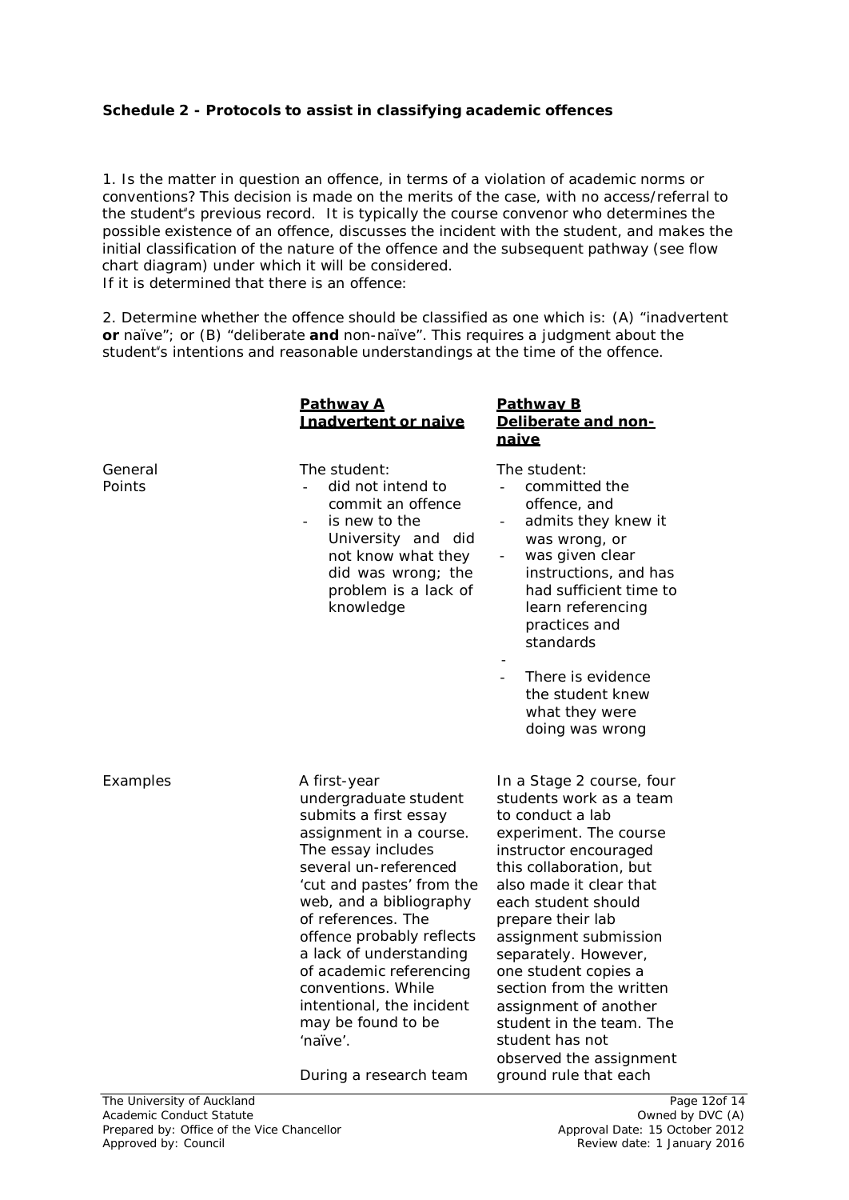**Schedule 2 - Protocols to assist in classifying academic offences**

1. Is the matter in question an offence, in terms of a violation of academic norms or conventions? This decision is made on the merits of the case, with no access/referral to the student"s previous record. It is typically the course convenor who determines the possible existence of an offence, discusses the incident with the student, and makes the initial classification of the nature of the offence and the subsequent pathway (see flow chart diagram) under which it will be considered.
If it is determined that there is an offence:

2. Determine whether the offence should be classified as one which is: (A) "inadvertent **or** naïve"; or (B) "deliberate **and** non-naïve". This requires a judgment about the student"s intentions and reasonable understandings at the time of the offence.

| | **Pathway A<br>Inadvertent or naive** | **Pathway B<br>Deliberate and non-naive** |
|---|---|---|
| General Points | The student:<br>- did not intend to commit an offence<br>- is new to the University and did not know what they did was wrong; the problem is a lack of knowledge | The student:<br>- committed the offence, and<br>- admits they knew it was wrong, or<br>- was given clear instructions, and has had sufficient time to learn referencing practices and standards<br>-<br>- There is evidence the student knew what they were doing was wrong |
| Examples | A first-year undergraduate student submits a first essay assignment in a course. The essay includes several un-referenced 'cut and pastes' from the web, and a bibliography of references. The offence probably reflects a lack of understanding of academic referencing conventions. While intentional, the incident may be found to be 'naïve'.<br><br>During a research team | In a Stage 2 course, four students work as a team to conduct a lab experiment. The course instructor encouraged this collaboration, but also made it clear that each student should prepare their lab assignment submission separately. However, one student copies a section from the written assignment of another student in the team. The student has not observed the assignment ground rule that each |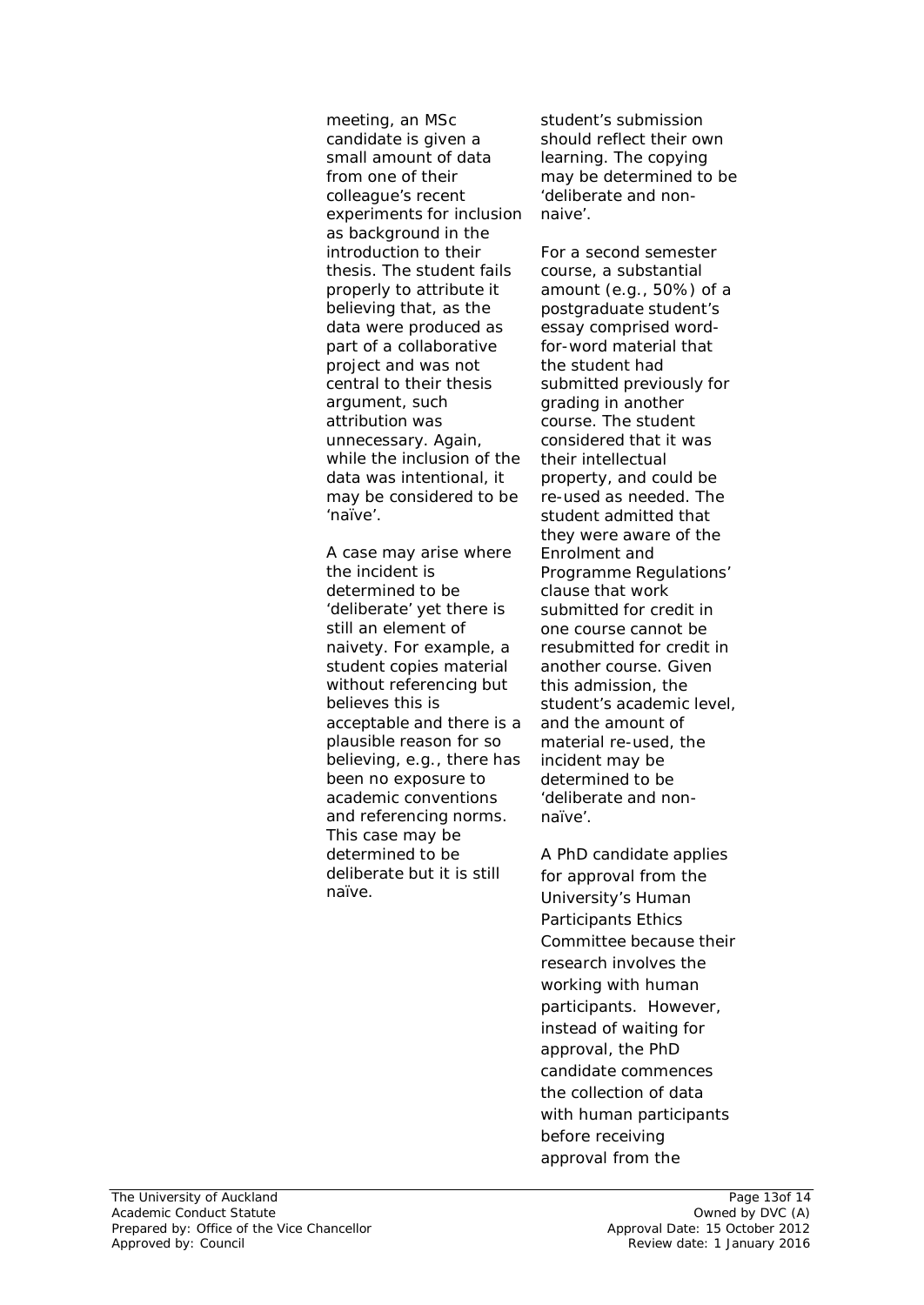meeting, an MSc candidate is given a small amount of data from one of their colleague's recent experiments for inclusion as background in the introduction to their thesis. The student fails properly to attribute it believing that, as the data were produced as part of a collaborative project and was not central to their thesis argument, such attribution was unnecessary. Again, while the inclusion of the data was intentional, it may be considered to be 'naïve'.

A case may arise where the incident is determined to be 'deliberate' yet there is still an element of naivety. For example, a student copies material without referencing but believes this is acceptable and there is a plausible reason for so believing, e.g., there has been no exposure to academic conventions and referencing norms. This case may be determined to be deliberate but it is still naïve.

student's submission should reflect their own learning. The copying may be determined to be 'deliberate and non-naive'.

For a second semester course, a substantial amount (e.g., 50%) of a postgraduate student's essay comprised word-for-word material that the student had submitted previously for grading in another course. The student considered that it was their intellectual property, and could be re-used as needed. The student admitted that they were aware of the Enrolment and Programme Regulations' clause that work submitted for credit in one course cannot be resubmitted for credit in another course. Given this admission, the student's academic level, and the amount of material re-used, the incident may be determined to be 'deliberate and non-naïve'.

A PhD candidate applies for approval from the University's Human Participants Ethics Committee because their research involves the working with human participants. However, instead of waiting for approval, the PhD candidate commences the collection of data with human participants before receiving approval from the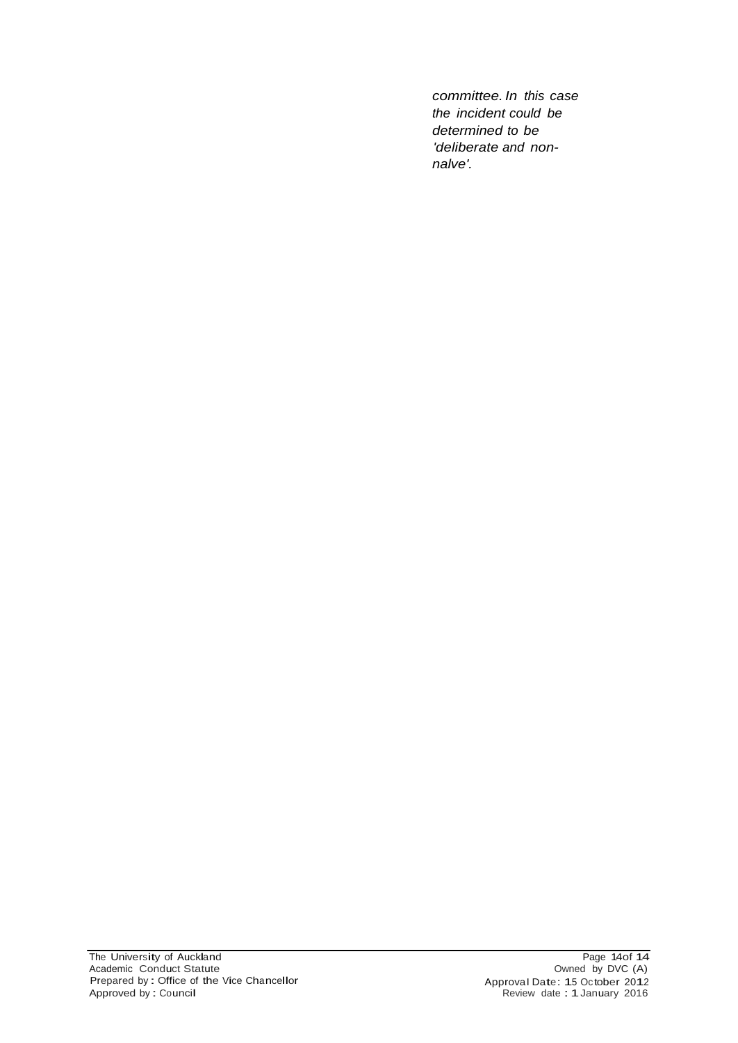*committee. In this case the incident could be determined to be 'deliberate and non-nalve'.*